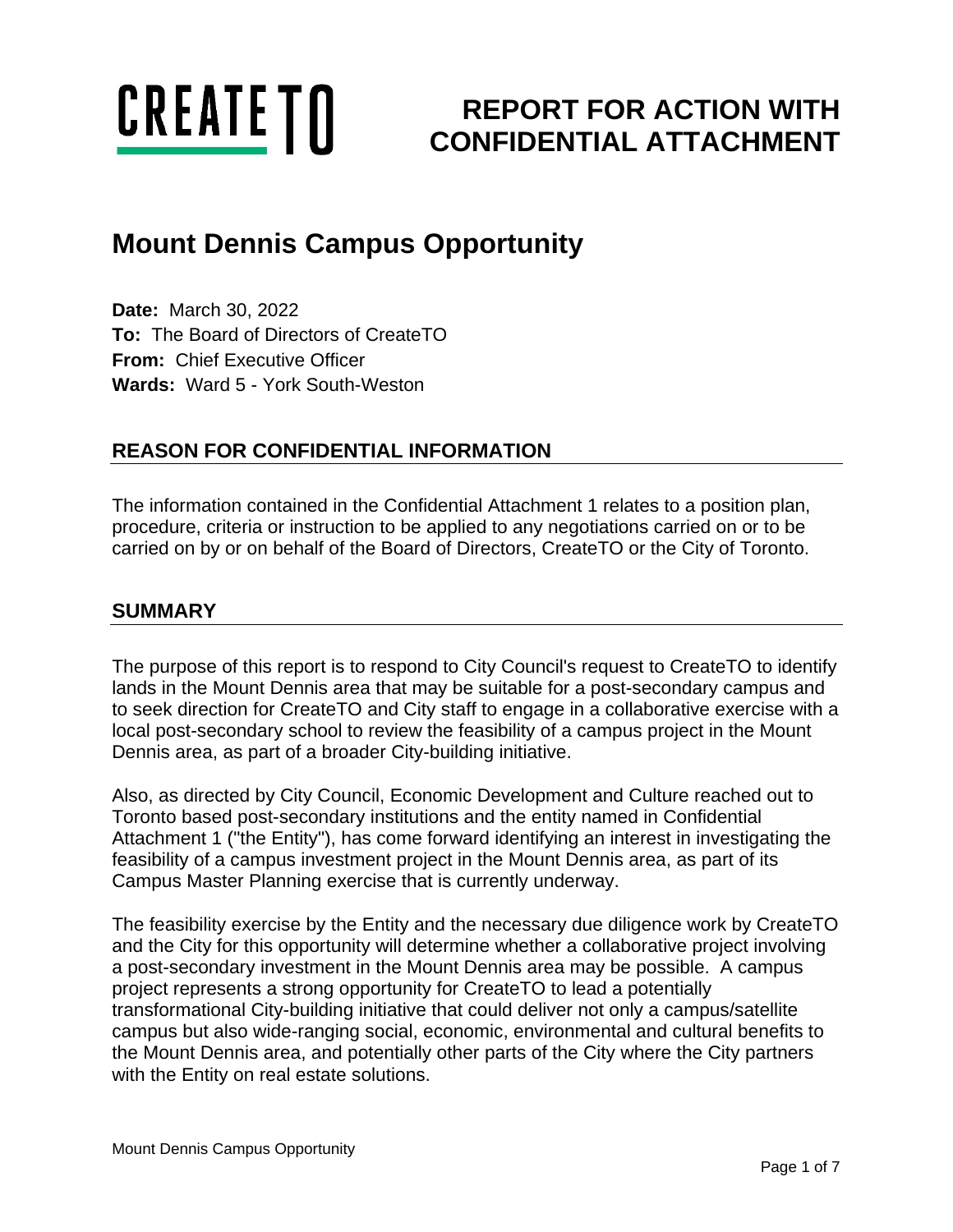CREATE TO

# REPORT FOR ACTION WITH CONFIDENTIAL ATTACHMENT

# Mount Dennis Campus Opportunity

**Date:** March 30, 2022
**To:** The Board of Directors of CreateTO
**From:** Chief Executive Officer
**Wards:** Ward 5 - York South-Weston

## REASON FOR CONFIDENTIAL INFORMATION

The information contained in the Confidential Attachment 1 relates to a position plan, procedure, criteria or instruction to be applied to any negotiations carried on or to be carried on by or on behalf of the Board of Directors, CreateTO or the City of Toronto.

## SUMMARY

The purpose of this report is to respond to City Council's request to CreateTO to identify lands in the Mount Dennis area that may be suitable for a post-secondary campus and to seek direction for CreateTO and City staff to engage in a collaborative exercise with a local post-secondary school to review the feasibility of a campus project in the Mount Dennis area, as part of a broader City-building initiative.

Also, as directed by City Council, Economic Development and Culture reached out to Toronto based post-secondary institutions and the entity named in Confidential Attachment 1 ("the Entity"), has come forward identifying an interest in investigating the feasibility of a campus investment project in the Mount Dennis area, as part of its Campus Master Planning exercise that is currently underway.

The feasibility exercise by the Entity and the necessary due diligence work by CreateTO and the City for this opportunity will determine whether a collaborative project involving a post-secondary investment in the Mount Dennis area may be possible. A campus project represents a strong opportunity for CreateTO to lead a potentially transformational City-building initiative that could deliver not only a campus/satellite campus but also wide-ranging social, economic, environmental and cultural benefits to the Mount Dennis area, and potentially other parts of the City where the City partners with the Entity on real estate solutions.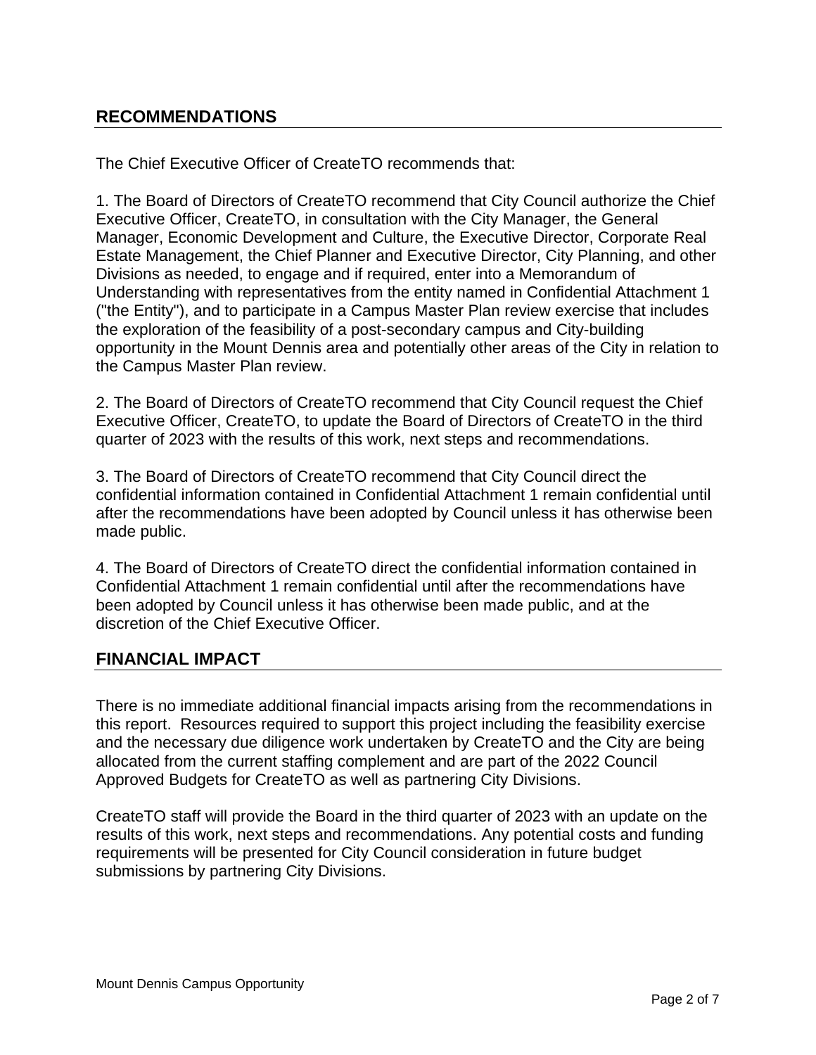## RECOMMENDATIONS

The Chief Executive Officer of CreateTO recommends that:

1. The Board of Directors of CreateTO recommend that City Council authorize the Chief Executive Officer, CreateTO, in consultation with the City Manager, the General Manager, Economic Development and Culture, the Executive Director, Corporate Real Estate Management, the Chief Planner and Executive Director, City Planning, and other Divisions as needed, to engage and if required, enter into a Memorandum of Understanding with representatives from the entity named in Confidential Attachment 1 ("the Entity"), and to participate in a Campus Master Plan review exercise that includes the exploration of the feasibility of a post-secondary campus and City-building opportunity in the Mount Dennis area and potentially other areas of the City in relation to the Campus Master Plan review.

2. The Board of Directors of CreateTO recommend that City Council request the Chief Executive Officer, CreateTO, to update the Board of Directors of CreateTO in the third quarter of 2023 with the results of this work, next steps and recommendations.

3. The Board of Directors of CreateTO recommend that City Council direct the confidential information contained in Confidential Attachment 1 remain confidential until after the recommendations have been adopted by Council unless it has otherwise been made public.

4. The Board of Directors of CreateTO direct the confidential information contained in Confidential Attachment 1 remain confidential until after the recommendations have been adopted by Council unless it has otherwise been made public, and at the discretion of the Chief Executive Officer.

## FINANCIAL IMPACT

There is no immediate additional financial impacts arising from the recommendations in this report. Resources required to support this project including the feasibility exercise and the necessary due diligence work undertaken by CreateTO and the City are being allocated from the current staffing complement and are part of the 2022 Council Approved Budgets for CreateTO as well as partnering City Divisions.

CreateTO staff will provide the Board in the third quarter of 2023 with an update on the results of this work, next steps and recommendations. Any potential costs and funding requirements will be presented for City Council consideration in future budget submissions by partnering City Divisions.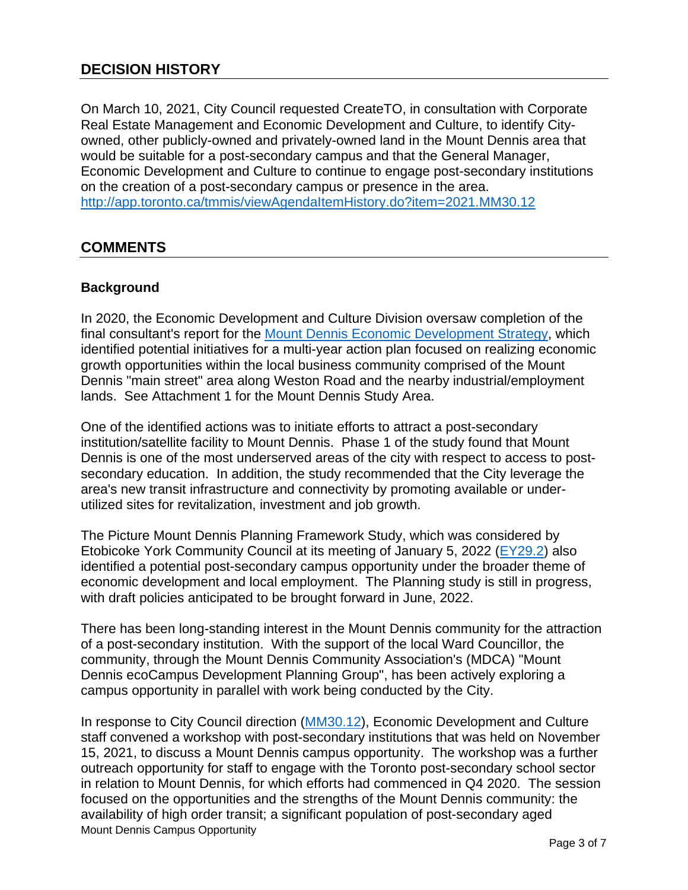## DECISION HISTORY

On March 10, 2021, City Council requested CreateTO, in consultation with Corporate Real Estate Management and Economic Development and Culture, to identify City-owned, other publicly-owned and privately-owned land in the Mount Dennis area that would be suitable for a post-secondary campus and that the General Manager, Economic Development and Culture to continue to engage post-secondary institutions on the creation of a post-secondary campus or presence in the area.
http://app.toronto.ca/tmmis/viewAgendaItemHistory.do?item=2021.MM30.12

## COMMENTS

### Background

In 2020, the Economic Development and Culture Division oversaw completion of the final consultant's report for the Mount Dennis Economic Development Strategy, which identified potential initiatives for a multi-year action plan focused on realizing economic growth opportunities within the local business community comprised of the Mount Dennis "main street" area along Weston Road and the nearby industrial/employment lands. See Attachment 1 for the Mount Dennis Study Area.

One of the identified actions was to initiate efforts to attract a post-secondary institution/satellite facility to Mount Dennis. Phase 1 of the study found that Mount Dennis is one of the most underserved areas of the city with respect to access to post-secondary education. In addition, the study recommended that the City leverage the area's new transit infrastructure and connectivity by promoting available or under-utilized sites for revitalization, investment and job growth.

The Picture Mount Dennis Planning Framework Study, which was considered by Etobicoke York Community Council at its meeting of January 5, 2022 (EY29.2) also identified a potential post-secondary campus opportunity under the broader theme of economic development and local employment. The Planning study is still in progress, with draft policies anticipated to be brought forward in June, 2022.

There has been long-standing interest in the Mount Dennis community for the attraction of a post-secondary institution. With the support of the local Ward Councillor, the community, through the Mount Dennis Community Association's (MDCA) "Mount Dennis ecoCampus Development Planning Group", has been actively exploring a campus opportunity in parallel with work being conducted by the City.

In response to City Council direction (MM30.12), Economic Development and Culture staff convened a workshop with post-secondary institutions that was held on November 15, 2021, to discuss a Mount Dennis campus opportunity. The workshop was a further outreach opportunity for staff to engage with the Toronto post-secondary school sector in relation to Mount Dennis, for which efforts had commenced in Q4 2020. The session focused on the opportunities and the strengths of the Mount Dennis community: the availability of high order transit; a significant population of post-secondary aged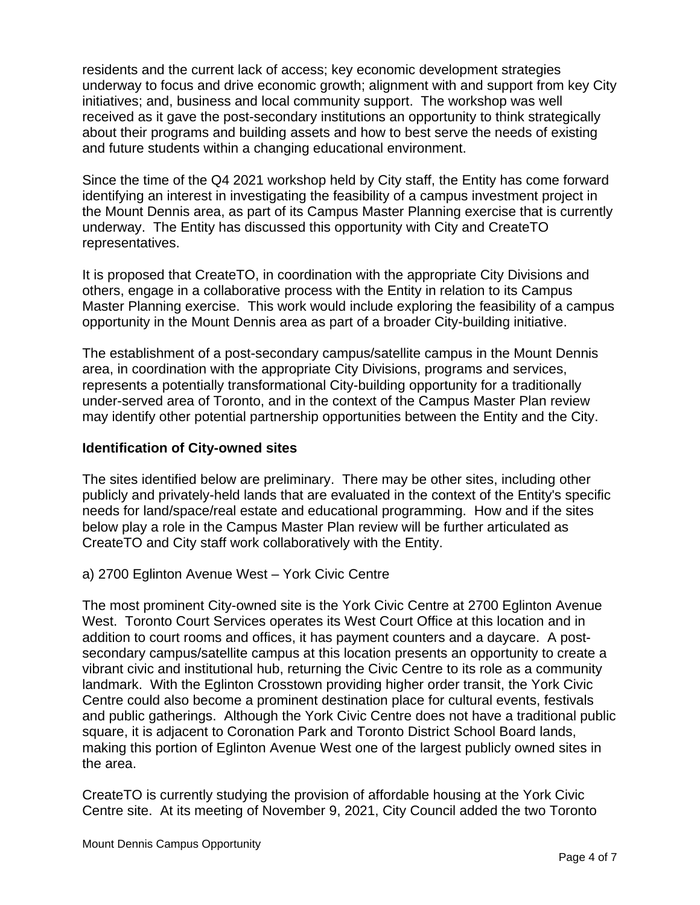residents and the current lack of access; key economic development strategies underway to focus and drive economic growth; alignment with and support from key City initiatives; and, business and local community support. The workshop was well received as it gave the post-secondary institutions an opportunity to think strategically about their programs and building assets and how to best serve the needs of existing and future students within a changing educational environment.

Since the time of the Q4 2021 workshop held by City staff, the Entity has come forward identifying an interest in investigating the feasibility of a campus investment project in the Mount Dennis area, as part of its Campus Master Planning exercise that is currently underway. The Entity has discussed this opportunity with City and CreateTO representatives.

It is proposed that CreateTO, in coordination with the appropriate City Divisions and others, engage in a collaborative process with the Entity in relation to its Campus Master Planning exercise. This work would include exploring the feasibility of a campus opportunity in the Mount Dennis area as part of a broader City-building initiative.

The establishment of a post-secondary campus/satellite campus in the Mount Dennis area, in coordination with the appropriate City Divisions, programs and services, represents a potentially transformational City-building opportunity for a traditionally under-served area of Toronto, and in the context of the Campus Master Plan review may identify other potential partnership opportunities between the Entity and the City.

**Identification of City-owned sites**

The sites identified below are preliminary. There may be other sites, including other publicly and privately-held lands that are evaluated in the context of the Entity's specific needs for land/space/real estate and educational programming. How and if the sites below play a role in the Campus Master Plan review will be further articulated as CreateTO and City staff work collaboratively with the Entity.

a) 2700 Eglinton Avenue West – York Civic Centre

The most prominent City-owned site is the York Civic Centre at 2700 Eglinton Avenue West. Toronto Court Services operates its West Court Office at this location and in addition to court rooms and offices, it has payment counters and a daycare. A post-secondary campus/satellite campus at this location presents an opportunity to create a vibrant civic and institutional hub, returning the Civic Centre to its role as a community landmark. With the Eglinton Crosstown providing higher order transit, the York Civic Centre could also become a prominent destination place for cultural events, festivals and public gatherings. Although the York Civic Centre does not have a traditional public square, it is adjacent to Coronation Park and Toronto District School Board lands, making this portion of Eglinton Avenue West one of the largest publicly owned sites in the area.

CreateTO is currently studying the provision of affordable housing at the York Civic Centre site. At its meeting of November 9, 2021, City Council added the two Toronto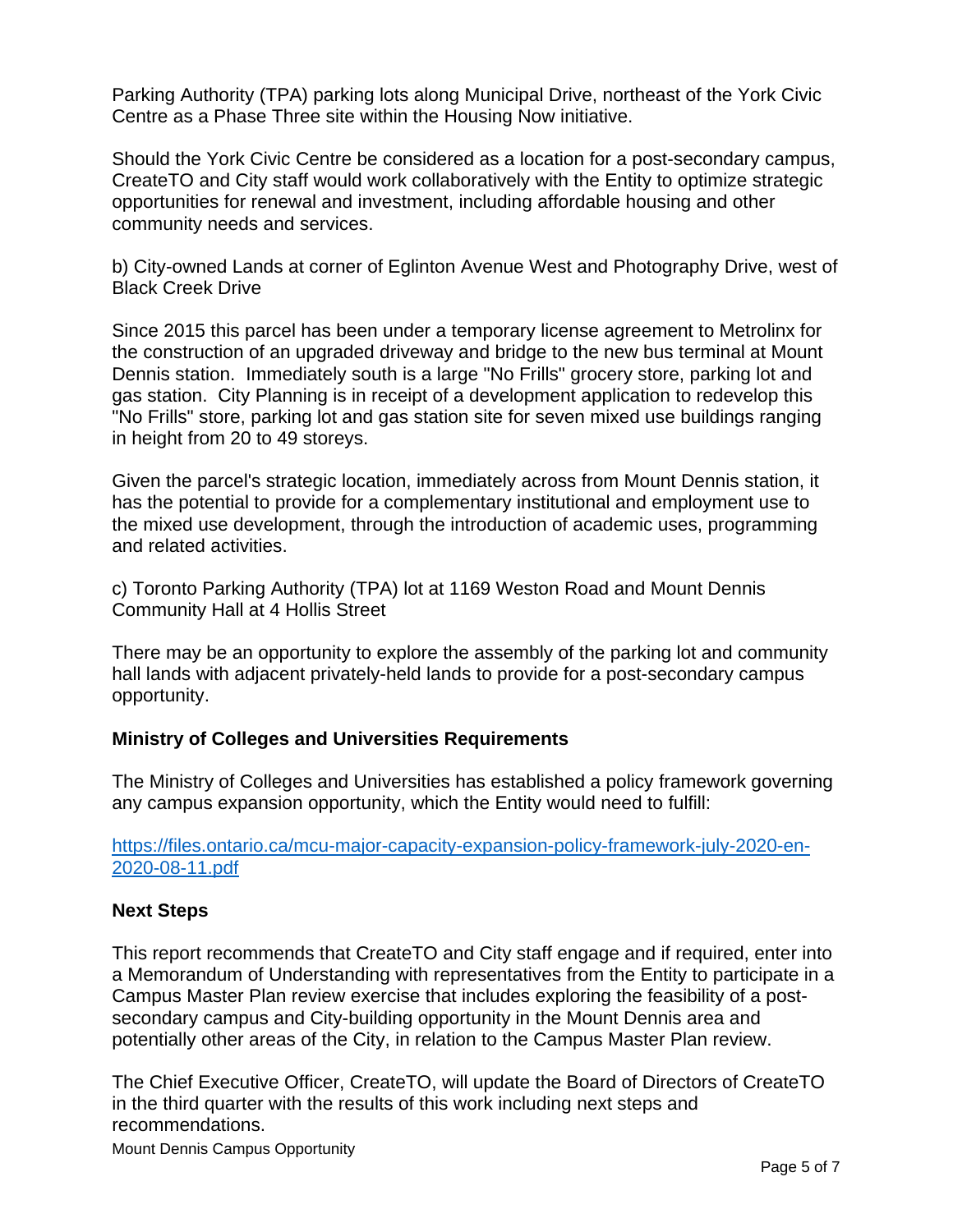Parking Authority (TPA) parking lots along Municipal Drive, northeast of the York Civic Centre as a Phase Three site within the Housing Now initiative.

Should the York Civic Centre be considered as a location for a post-secondary campus, CreateTO and City staff would work collaboratively with the Entity to optimize strategic opportunities for renewal and investment, including affordable housing and other community needs and services.

b) City-owned Lands at corner of Eglinton Avenue West and Photography Drive, west of Black Creek Drive

Since 2015 this parcel has been under a temporary license agreement to Metrolinx for the construction of an upgraded driveway and bridge to the new bus terminal at Mount Dennis station. Immediately south is a large "No Frills" grocery store, parking lot and gas station. City Planning is in receipt of a development application to redevelop this "No Frills" store, parking lot and gas station site for seven mixed use buildings ranging in height from 20 to 49 storeys.

Given the parcel's strategic location, immediately across from Mount Dennis station, it has the potential to provide for a complementary institutional and employment use to the mixed use development, through the introduction of academic uses, programming and related activities.

c) Toronto Parking Authority (TPA) lot at 1169 Weston Road and Mount Dennis Community Hall at 4 Hollis Street

There may be an opportunity to explore the assembly of the parking lot and community hall lands with adjacent privately-held lands to provide for a post-secondary campus opportunity.

## Ministry of Colleges and Universities Requirements

The Ministry of Colleges and Universities has established a policy framework governing any campus expansion opportunity, which the Entity would need to fulfill:

https://files.ontario.ca/mcu-major-capacity-expansion-policy-framework-july-2020-en-2020-08-11.pdf

## Next Steps

This report recommends that CreateTO and City staff engage and if required, enter into a Memorandum of Understanding with representatives from the Entity to participate in a Campus Master Plan review exercise that includes exploring the feasibility of a post-secondary campus and City-building opportunity in the Mount Dennis area and potentially other areas of the City, in relation to the Campus Master Plan review.

The Chief Executive Officer, CreateTO, will update the Board of Directors of CreateTO in the third quarter with the results of this work including next steps and recommendations.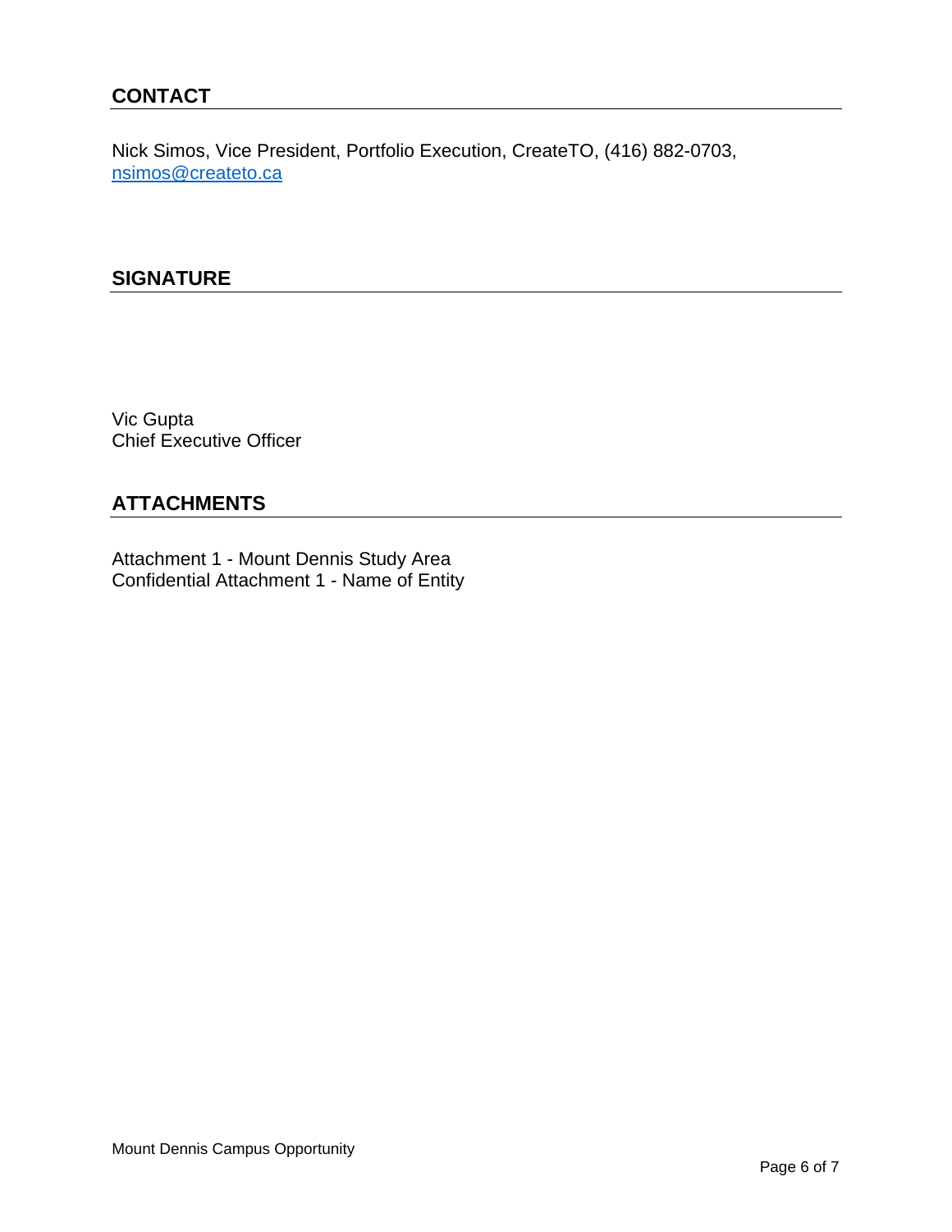## CONTACT

Nick Simos, Vice President, Portfolio Execution, CreateTO, (416) 882-0703, nsimos@createto.ca

## SIGNATURE

Vic Gupta
Chief Executive Officer

## ATTACHMENTS

Attachment 1 - Mount Dennis Study Area
Confidential Attachment 1 - Name of Entity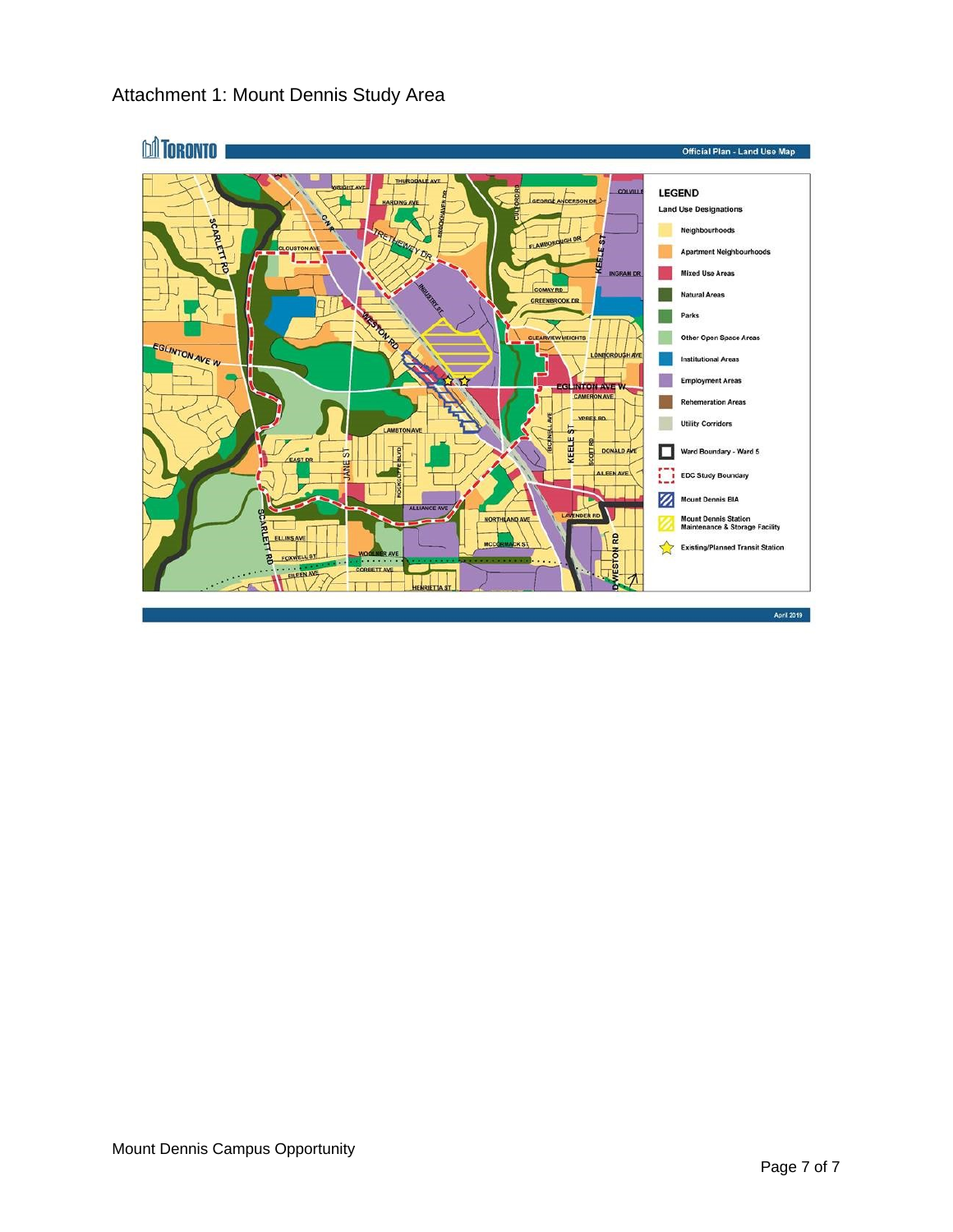Attachment 1: Mount Dennis Study Area

TORONTO

Official Plan - Land Use Map

LEGEND

Land Use Designations

Neighbourhoods

Apartment Neighbourhoods

Mixed Use Areas

Natural Areas

Parks

Other Open Space Areas

Institutional Areas

Employment Areas

Rehemeration Areas

Utility Corridors

Ward Boundary - Ward 5

EDC Study Boundary

Mount Dennis BIA

Mount Dennis Station Maintenance & Storage Facility

Existing/Planned Transit Station

April 2019

Mount Dennis Campus Opportunity